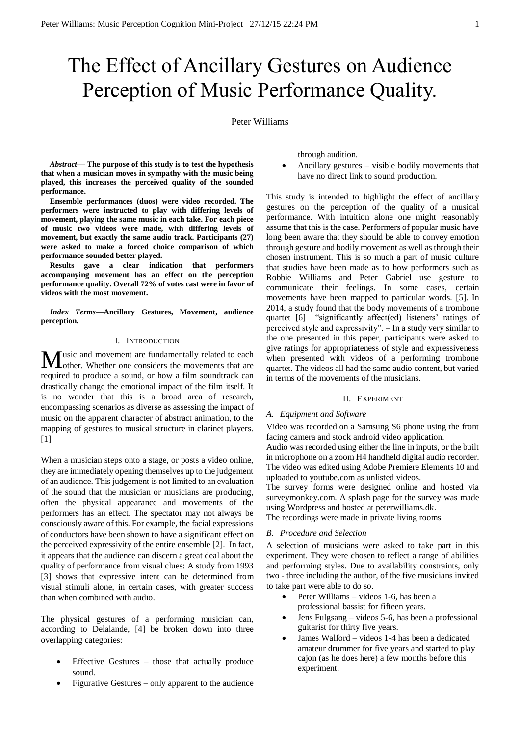# The Effect of Ancillary Gestures on Audience Perception of Music Performance Quality.

Peter Williams

***Abstract*— The purpose of this study is to test the hypothesis that when a musician moves in sympathy with the music being played, this increases the perceived quality of the sounded performance.**

**Ensemble performances (duos) were video recorded. The performers were instructed to play with differing levels of movement, playing the same music in each take. For each piece of music two videos were made, with differing levels of movement, but exactly the same audio track. Participants (27) were asked to make a forced choice comparison of which performance sounded better played.**

**Results gave a clear indication that performers accompanying movement has an effect on the perception performance quality. Overall 72% of votes cast were in favor of videos with the most movement.**

***Index Terms*—Ancillary Gestures, Movement, audience perception.**

## I. Introduction

Music and movement are fundamentally related to each other. Whether one considers the movements that are required to produce a sound, or how a film soundtrack can drastically change the emotional impact of the film itself. It is no wonder that this is a broad area of research, encompassing scenarios as diverse as assessing the impact of music on the apparent character of abstract animation, to the mapping of gestures to musical structure in clarinet players. [1]

When a musician steps onto a stage, or posts a video online, they are immediately opening themselves up to the judgement of an audience. This judgement is not limited to an evaluation of the sound that the musician or musicians are producing, often the physical appearance and movements of the performers has an effect. The spectator may not always be consciously aware of this. For example, the facial expressions of conductors have been shown to have a significant effect on the perceived expressivity of the entire ensemble [2]. In fact, it appears that the audience can discern a great deal about the quality of performance from visual clues: A study from 1993 [3] shows that expressive intent can be determined from visual stimuli alone, in certain cases, with greater success than when combined with audio.

The physical gestures of a performing musician can, according to Delalande, [4] be broken down into three overlapping categories:

- Effective Gestures – those that actually produce sound.
- Figurative Gestures – only apparent to the audience through audition.
- Ancillary gestures – visible bodily movements that have no direct link to sound production.

This study is intended to highlight the effect of ancillary gestures on the perception of the quality of a musical performance. With intuition alone one might reasonably assume that this is the case. Performers of popular music have long been aware that they should be able to convey emotion through gesture and bodily movement as well as through their chosen instrument. This is so much a part of music culture that studies have been made as to how performers such as Robbie Williams and Peter Gabriel use gesture to communicate their feelings. In some cases, certain movements have been mapped to particular words. [5]. In 2014, a study found that the body movements of a trombone quartet [6] "significantly affect(ed) listeners' ratings of perceived style and expressivity". – In a study very similar to the one presented in this paper, participants were asked to give ratings for appropriateness of style and expressiveness when presented with videos of a performing trombone quartet. The videos all had the same audio content, but varied in terms of the movements of the musicians.

## II. Experiment

### *A. Equipment and Software*

Video was recorded on a Samsung S6 phone using the front facing camera and stock android video application.

Audio was recorded using either the line in inputs, or the built in microphone on a zoom H4 handheld digital audio recorder. The video was edited using Adobe Premiere Elements 10 and uploaded to youtube.com as unlisted videos.

The survey forms were designed online and hosted via surveymonkey.com. A splash page for the survey was made using Wordpress and hosted at peterwilliams.dk.

The recordings were made in private living rooms.

### *B. Procedure and Selection*

A selection of musicians were asked to take part in this experiment. They were chosen to reflect a range of abilities and performing styles. Due to availability constraints, only two - three including the author, of the five musicians invited to take part were able to do so.

- Peter Williams – videos 1-6, has been a professional bassist for fifteen years.
- Jens Fulgsang – videos 5-6, has been a professional guitarist for thirty five years.
- James Walford – videos 1-4 has been a dedicated amateur drummer for five years and started to play cajon (as he does here) a few months before this experiment.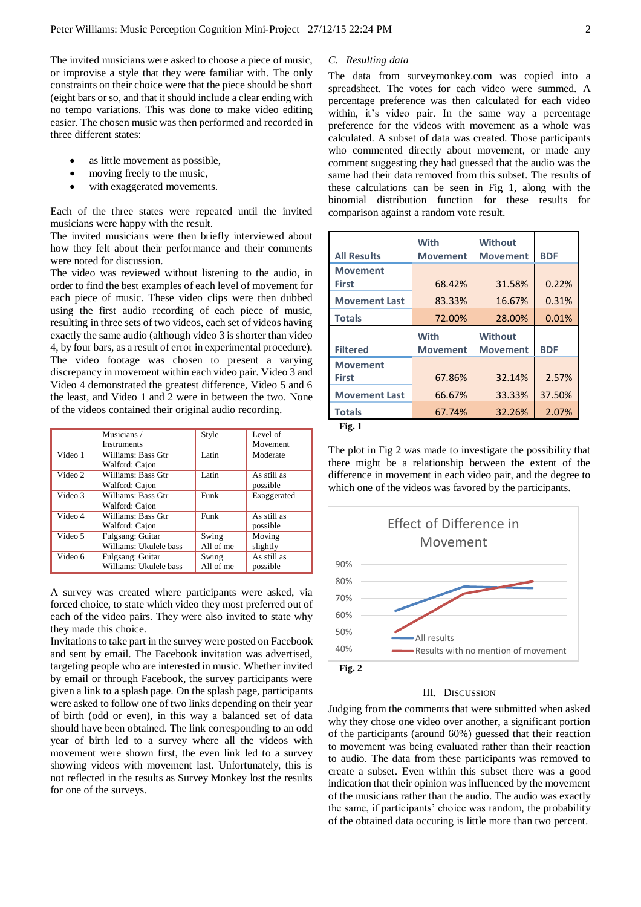The invited musicians were asked to choose a piece of music, or improvise a style that they were familiar with. The only constraints on their choice were that the piece should be short (eight bars or so, and that it should include a clear ending with no tempo variations. This was done to make video editing easier. The chosen music was then performed and recorded in three different states:

- as little movement as possible,
- moving freely to the music,
- with exaggerated movements.

Each of the three states were repeated until the invited musicians were happy with the result.
The invited musicians were then briefly interviewed about how they felt about their performance and their comments were noted for discussion.
The video was reviewed without listening to the audio, in order to find the best examples of each level of movement for each piece of music. These video clips were then dubbed using the first audio recording of each piece of music, resulting in three sets of two videos, each set of videos having exactly the same audio (although video 3 is shorter than video 4, by four bars, as a result of error in experimental procedure). The video footage was chosen to present a varying discrepancy in movement within each video pair. Video 3 and Video 4 demonstrated the greatest difference, Video 5 and 6 the least, and Video 1 and 2 were in between the two. None of the videos contained their original audio recording.

| | Musicians / Instruments | Style | Level of Movement |
|---|---|---|---|
| Video 1 | Williams: Bass Gtr Walford: Cajon | Latin | Moderate |
| Video 2 | Williams: Bass Gtr Walford: Cajon | Latin | As still as possible |
| Video 3 | Williams: Bass Gtr Walford: Cajon | Funk | Exaggerated |
| Video 4 | Williams: Bass Gtr Walford: Cajon | Funk | As still as possible |
| Video 5 | Fulgsang: Guitar Williams: Ukulele bass | Swing All of me | Moving slightly |
| Video 6 | Fulgsang: Guitar Williams: Ukulele bass | Swing All of me | As still as possible |

A survey was created where participants were asked, via forced choice, to state which video they most preferred out of each of the video pairs. They were also invited to state why they made this choice.
Invitations to take part in the survey were posted on Facebook and sent by email. The Facebook invitation was advertised, targeting people who are interested in music. Whether invited by email or through Facebook, the survey participants were given a link to a splash page. On the splash page, participants were asked to follow one of two links depending on their year of birth (odd or even), in this way a balanced set of data should have been obtained. The link corresponding to an odd year of birth led to a survey where all the videos with movement were shown first, the even link led to a survey showing videos with movement last. Unfortunately, this is not reflected in the results as Survey Monkey lost the results for one of the surveys.

### C. *Resulting data*

The data from surveymonkey.com was copied into a spreadsheet. The votes for each video were summed. A percentage preference was then calculated for each video within, it's video pair. In the same way a percentage preference for the videos with movement as a whole was calculated. A subset of data was created. Those participants who commented directly about movement, or made any comment suggesting they had guessed that the audio was the same had their data removed from this subset. The results of these calculations can be seen in Fig 1, along with the binomial distribution function for these results for comparison against a random vote result.

| All Results | With Movement | Without Movement | BDF |
|---|---|---|---|
| Movement First | 68.42% | 31.58% | 0.22% |
| Movement Last | 83.33% | 16.67% | 0.31% |
| Totals | 72.00% | 28.00% | 0.01% |
| **Filtered** | **With Movement** | **Without Movement** | **BDF** |
| Movement First | 67.86% | 32.14% | 2.57% |
| Movement Last | 66.67% | 33.33% | 37.50% |
| Totals | 67.74% | 32.26% | 2.07% |

**Fig. 1**

The plot in Fig 2 was made to investigate the possibility that there might be a relationship between the extent of the difference in movement in each video pair, and the degree to which one of the videos was favored by the participants.

**Fig. 2**

## III. Discussion

Judging from the comments that were submitted when asked why they chose one video over another, a significant portion of the participants (around 60%) guessed that their reaction to movement was being evaluated rather than their reaction to audio. The data from these participants was removed to create a subset. Even within this subset there was a good indication that their opinion was influenced by the movement of the musicians rather than the audio. The audio was exactly the same, if participants' choice was random, the probability of the obtained data occuring is little more than two percent.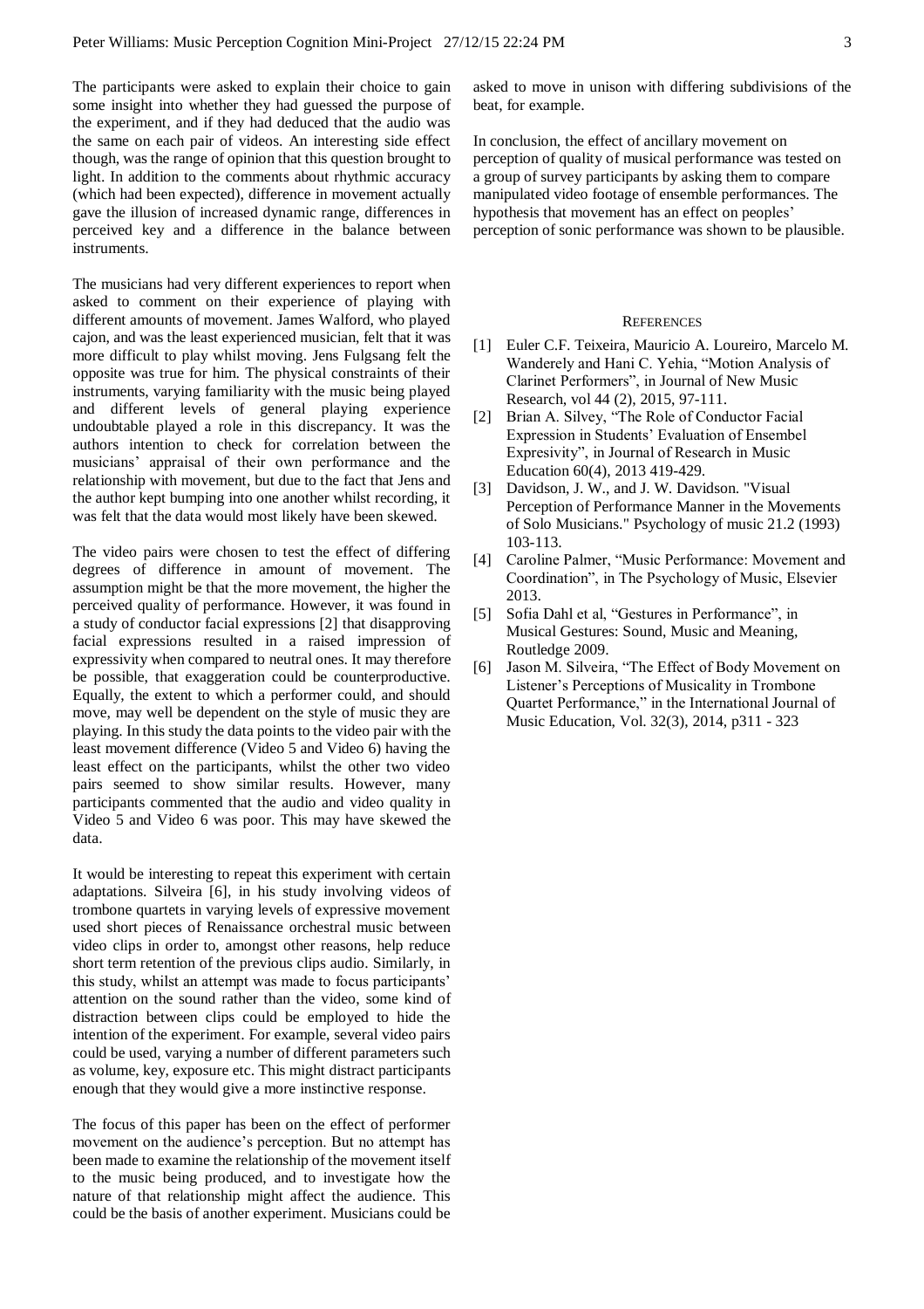The participants were asked to explain their choice to gain some insight into whether they had guessed the purpose of the experiment, and if they had deduced that the audio was the same on each pair of videos. An interesting side effect though, was the range of opinion that this question brought to light. In addition to the comments about rhythmic accuracy (which had been expected), difference in movement actually gave the illusion of increased dynamic range, differences in perceived key and a difference in the balance between instruments.

The musicians had very different experiences to report when asked to comment on their experience of playing with different amounts of movement. James Walford, who played cajon, and was the least experienced musician, felt that it was more difficult to play whilst moving. Jens Fulgsang felt the opposite was true for him. The physical constraints of their instruments, varying familiarity with the music being played and different levels of general playing experience undoubtable played a role in this discrepancy. It was the authors intention to check for correlation between the musicians' appraisal of their own performance and the relationship with movement, but due to the fact that Jens and the author kept bumping into one another whilst recording, it was felt that the data would most likely have been skewed.

The video pairs were chosen to test the effect of differing degrees of difference in amount of movement. The assumption might be that the more movement, the higher the perceived quality of performance. However, it was found in a study of conductor facial expressions [2] that disapproving facial expressions resulted in a raised impression of expressivity when compared to neutral ones. It may therefore be possible, that exaggeration could be counterproductive. Equally, the extent to which a performer could, and should move, may well be dependent on the style of music they are playing. In this study the data points to the video pair with the least movement difference (Video 5 and Video 6) having the least effect on the participants, whilst the other two video pairs seemed to show similar results. However, many participants commented that the audio and video quality in Video 5 and Video 6 was poor. This may have skewed the data.

It would be interesting to repeat this experiment with certain adaptations. Silveira [6], in his study involving videos of trombone quartets in varying levels of expressive movement used short pieces of Renaissance orchestral music between video clips in order to, amongst other reasons, help reduce short term retention of the previous clips audio. Similarly, in this study, whilst an attempt was made to focus participants' attention on the sound rather than the video, some kind of distraction between clips could be employed to hide the intention of the experiment. For example, several video pairs could be used, varying a number of different parameters such as volume, key, exposure etc. This might distract participants enough that they would give a more instinctive response.

The focus of this paper has been on the effect of performer movement on the audience's perception. But no attempt has been made to examine the relationship of the movement itself to the music being produced, and to investigate how the nature of that relationship might affect the audience. This could be the basis of another experiment. Musicians could be asked to move in unison with differing subdivisions of the beat, for example.

In conclusion, the effect of ancillary movement on perception of quality of musical performance was tested on a group of survey participants by asking them to compare manipulated video footage of ensemble performances. The hypothesis that movement has an effect on peoples' perception of sonic performance was shown to be plausible.

## References

[1] Euler C.F. Teixeira, Mauricio A. Loureiro, Marcelo M. Wanderely and Hani C. Yehia, "Motion Analysis of Clarinet Performers", in Journal of New Music Research, vol 44 (2), 2015, 97-111.

[2] Brian A. Silvey, "The Role of Conductor Facial Expression in Students' Evaluation of Ensembel Expresivity", in Journal of Research in Music Education 60(4), 2013 419-429.

[3] Davidson, J. W., and J. W. Davidson. "Visual Perception of Performance Manner in the Movements of Solo Musicians." Psychology of music 21.2 (1993) 103-113.

[4] Caroline Palmer, "Music Performance: Movement and Coordination", in The Psychology of Music, Elsevier 2013.

[5] Sofia Dahl et al, "Gestures in Performance", in Musical Gestures: Sound, Music and Meaning, Routledge 2009.

[6] Jason M. Silveira, "The Effect of Body Movement on Listener's Perceptions of Musicality in Trombone Quartet Performance," in the International Journal of Music Education, Vol. 32(3), 2014, p311 - 323